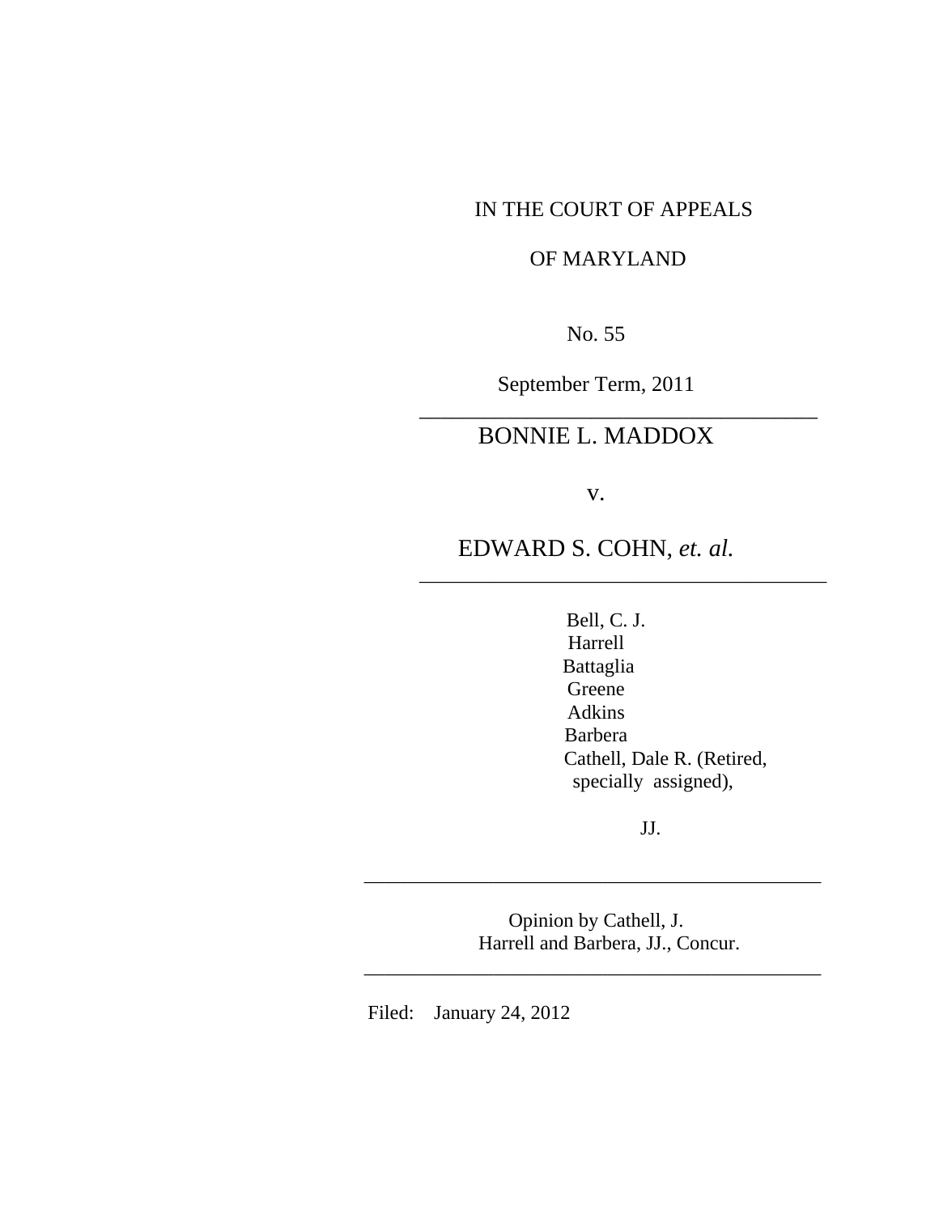IN THE COURT OF APPEALS

OF MARYLAND

No. 55

September Term, 2011

---

BONNIE L. MADDOX

v.

EDWARD S. COHN, *et. al.*

---

Bell, C. J.
Harrell
Battaglia
Greene
Adkins
Barbera
Cathell, Dale R. (Retired, specially assigned),

JJ.

---

Opinion by Cathell, J.
Harrell and Barbera, JJ., Concur.

---

Filed: January 24, 2012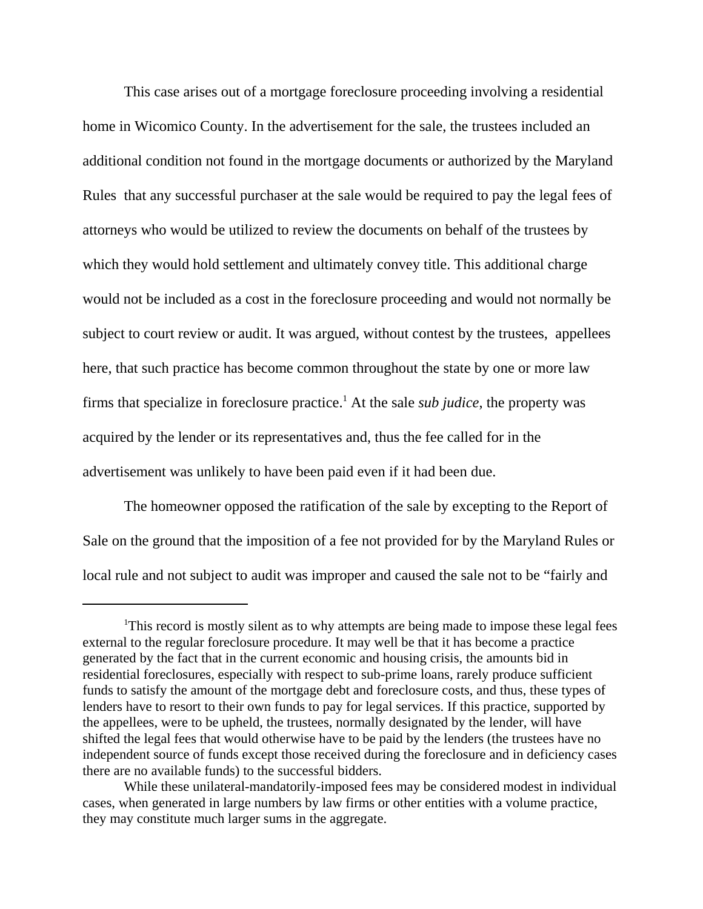This case arises out of a mortgage foreclosure proceeding involving a residential home in Wicomico County. In the advertisement for the sale, the trustees included an additional condition not found in the mortgage documents or authorized by the Maryland Rules that any successful purchaser at the sale would be required to pay the legal fees of attorneys who would be utilized to review the documents on behalf of the trustees by which they would hold settlement and ultimately convey title. This additional charge would not be included as a cost in the foreclosure proceeding and would not normally be subject to court review or audit. It was argued, without contest by the trustees, appellees here, that such practice has become common throughout the state by one or more law firms that specialize in foreclosure practice.[1] At the sale *sub judice*, the property was acquired by the lender or its representatives and, thus the fee called for in the advertisement was unlikely to have been paid even if it had been due.

The homeowner opposed the ratification of the sale by excepting to the Report of Sale on the ground that the imposition of a fee not provided for by the Maryland Rules or local rule and not subject to audit was improper and caused the sale not to be "fairly and

---

[1]This record is mostly silent as to why attempts are being made to impose these legal fees external to the regular foreclosure procedure. It may well be that it has become a practice generated by the fact that in the current economic and housing crisis, the amounts bid in residential foreclosures, especially with respect to sub-prime loans, rarely produce sufficient funds to satisfy the amount of the mortgage debt and foreclosure costs, and thus, these types of lenders have to resort to their own funds to pay for legal services. If this practice, supported by the appellees, were to be upheld, the trustees, normally designated by the lender, will have shifted the legal fees that would otherwise have to be paid by the lenders (the trustees have no independent source of funds except those received during the foreclosure and in deficiency cases there are no available funds) to the successful bidders.

While these unilateral-mandatorily-imposed fees may be considered modest in individual cases, when generated in large numbers by law firms or other entities with a volume practice, they may constitute much larger sums in the aggregate.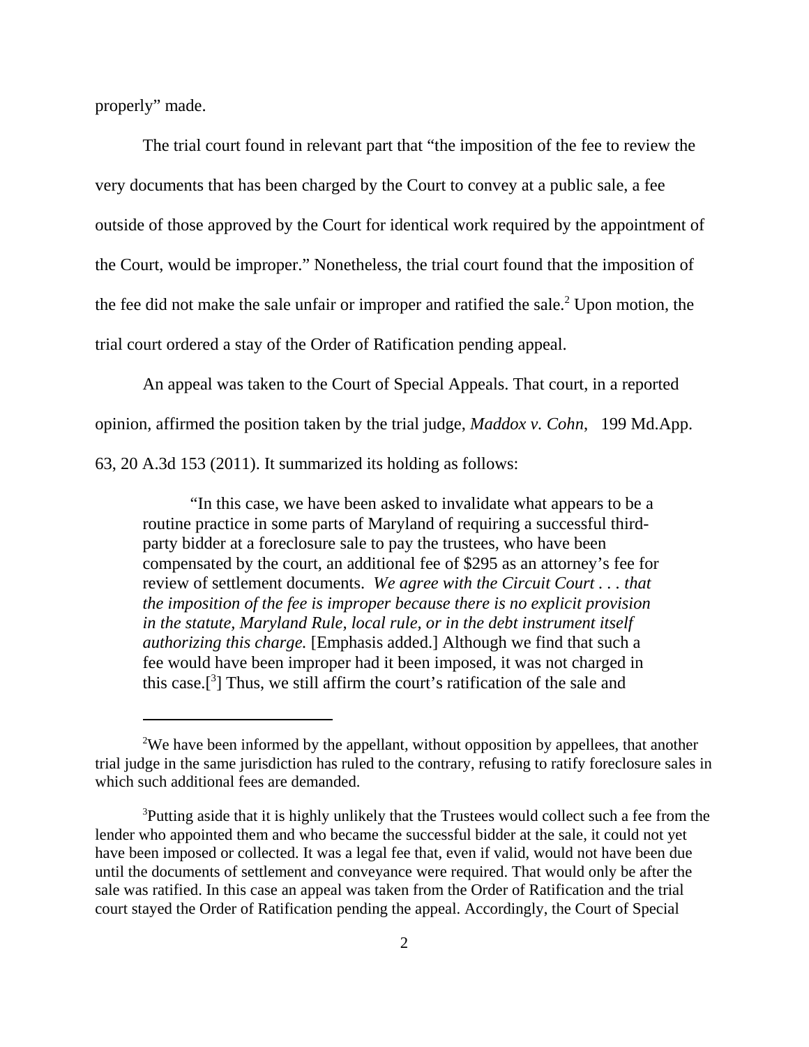properly" made.

The trial court found in relevant part that "the imposition of the fee to review the very documents that has been charged by the Court to convey at a public sale, a fee outside of those approved by the Court for identical work required by the appointment of the Court, would be improper." Nonetheless, the trial court found that the imposition of the fee did not make the sale unfair or improper and ratified the sale.[2] Upon motion, the trial court ordered a stay of the Order of Ratification pending appeal.

An appeal was taken to the Court of Special Appeals. That court, in a reported opinion, affirmed the position taken by the trial judge, *Maddox v. Cohn*, 199 Md.App. 63, 20 A.3d 153 (2011). It summarized its holding as follows:

> "In this case, we have been asked to invalidate what appears to be a routine practice in some parts of Maryland of requiring a successful third-party bidder at a foreclosure sale to pay the trustees, who have been compensated by the court, an additional fee of $295 as an attorney's fee for review of settlement documents. *We agree with the Circuit Court . . . that the imposition of the fee is improper because there is no explicit provision in the statute, Maryland Rule, local rule, or in the debt instrument itself authorizing this charge.* [Emphasis added.] Although we find that such a fee would have been improper had it been imposed, it was not charged in this case.[[3]] Thus, we still affirm the court's ratification of the sale and

---

[2]We have been informed by the appellant, without opposition by appellees, that another trial judge in the same jurisdiction has ruled to the contrary, refusing to ratify foreclosure sales in which such additional fees are demanded.

[3]Putting aside that it is highly unlikely that the Trustees would collect such a fee from the lender who appointed them and who became the successful bidder at the sale, it could not yet have been imposed or collected. It was a legal fee that, even if valid, would not have been due until the documents of settlement and conveyance were required. That would only be after the sale was ratified. In this case an appeal was taken from the Order of Ratification and the trial court stayed the Order of Ratification pending the appeal. Accordingly, the Court of Special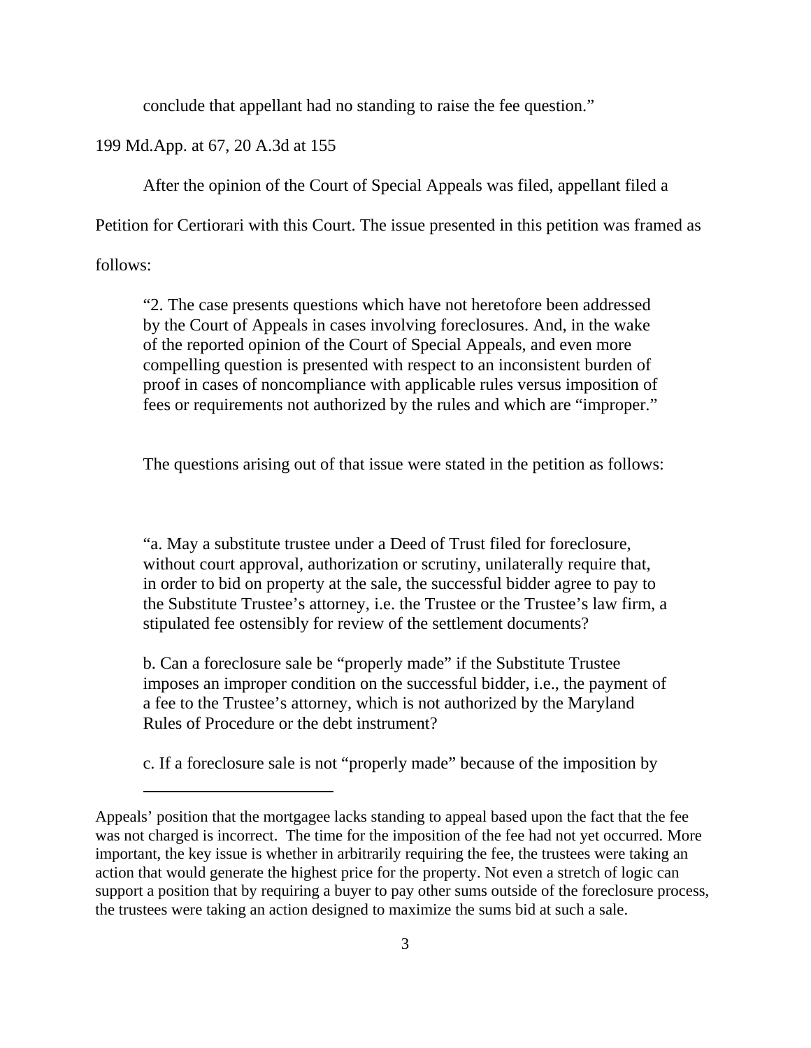conclude that appellant had no standing to raise the fee question."

199 Md.App. at 67, 20 A.3d at 155

After the opinion of the Court of Special Appeals was filed, appellant filed a Petition for Certiorari with this Court. The issue presented in this petition was framed as follows:

> "2. The case presents questions which have not heretofore been addressed by the Court of Appeals in cases involving foreclosures. And, in the wake of the reported opinion of the Court of Special Appeals, and even more compelling question is presented with respect to an inconsistent burden of proof in cases of noncompliance with applicable rules versus imposition of fees or requirements not authorized by the rules and which are "improper."

The questions arising out of that issue were stated in the petition as follows:

> "a. May a substitute trustee under a Deed of Trust filed for foreclosure, without court approval, authorization or scrutiny, unilaterally require that, in order to bid on property at the sale, the successful bidder agree to pay to the Substitute Trustee's attorney, i.e. the Trustee or the Trustee's law firm, a stipulated fee ostensibly for review of the settlement documents?
>
> b. Can a foreclosure sale be "properly made" if the Substitute Trustee imposes an improper condition on the successful bidder, i.e., the payment of a fee to the Trustee's attorney, which is not authorized by the Maryland Rules of Procedure or the debt instrument?
>
> c. If a foreclosure sale is not "properly made" because of the imposition by

---

Appeals' position that the mortgagee lacks standing to appeal based upon the fact that the fee was not charged is incorrect. The time for the imposition of the fee had not yet occurred. More important, the key issue is whether in arbitrarily requiring the fee, the trustees were taking an action that would generate the highest price for the property. Not even a stretch of logic can support a position that by requiring a buyer to pay other sums outside of the foreclosure process, the trustees were taking an action designed to maximize the sums bid at such a sale.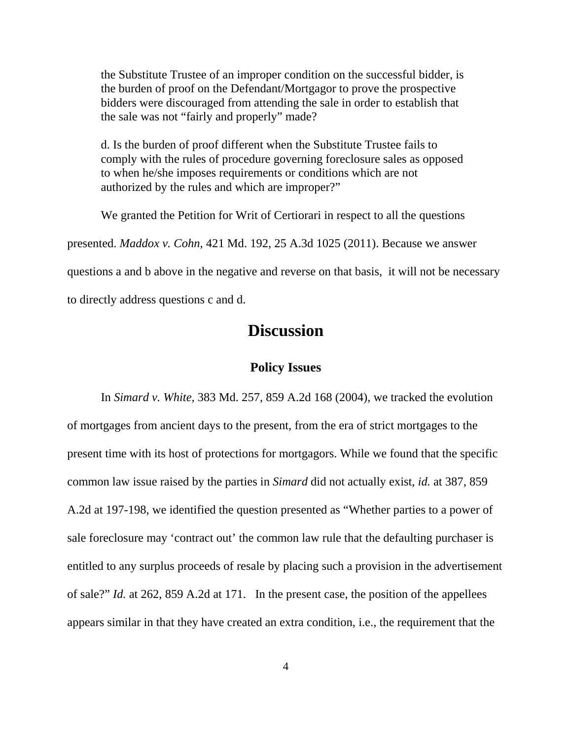the Substitute Trustee of an improper condition on the successful bidder, is the burden of proof on the Defendant/Mortgagor to prove the prospective bidders were discouraged from attending the sale in order to establish that the sale was not "fairly and properly" made?

d. Is the burden of proof different when the Substitute Trustee fails to comply with the rules of procedure governing foreclosure sales as opposed to when he/she imposes requirements or conditions which are not authorized by the rules and which are improper?"

We granted the Petition for Writ of Certiorari in respect to all the questions presented. *Maddox v. Cohn*, 421 Md. 192, 25 A.3d 1025 (2011). Because we answer questions a and b above in the negative and reverse on that basis, it will not be necessary to directly address questions c and d.

## Discussion

### Policy Issues

In *Simard v. White,* 383 Md. 257, 859 A.2d 168 (2004), we tracked the evolution of mortgages from ancient days to the present, from the era of strict mortgages to the present time with its host of protections for mortgagors. While we found that the specific common law issue raised by the parties in *Simard* did not actually exist, *id.* at 387, 859 A.2d at 197-198, we identified the question presented as "Whether parties to a power of sale foreclosure may 'contract out' the common law rule that the defaulting purchaser is entitled to any surplus proceeds of resale by placing such a provision in the advertisement of sale?" *Id.* at 262, 859 A.2d at 171. In the present case, the position of the appellees appears similar in that they have created an extra condition, i.e., the requirement that the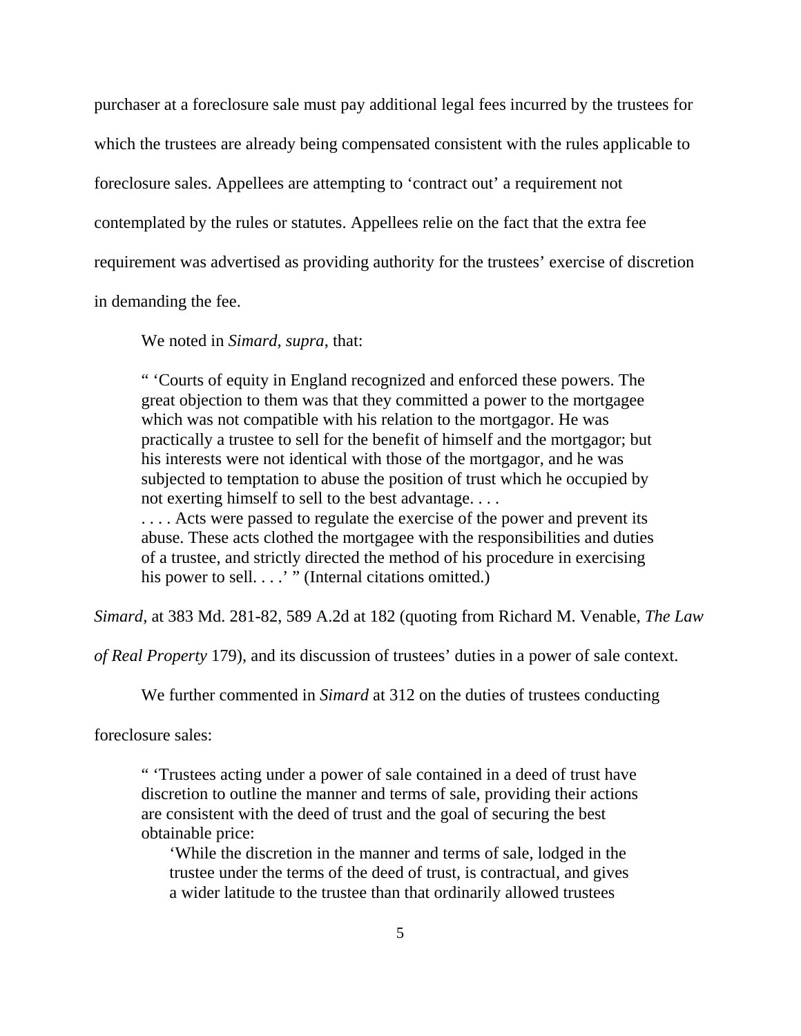purchaser at a foreclosure sale must pay additional legal fees incurred by the trustees for which the trustees are already being compensated consistent with the rules applicable to foreclosure sales. Appellees are attempting to 'contract out' a requirement not contemplated by the rules or statutes. Appellees relie on the fact that the extra fee requirement was advertised as providing authority for the trustees' exercise of discretion in demanding the fee.

We noted in *Simard, supra*, that:

> " 'Courts of equity in England recognized and enforced these powers. The great objection to them was that they committed a power to the mortgagee which was not compatible with his relation to the mortgagor. He was practically a trustee to sell for the benefit of himself and the mortgagor; but his interests were not identical with those of the mortgagor, and he was subjected to temptation to abuse the position of trust which he occupied by not exerting himself to sell to the best advantage. . . .
> . . . . Acts were passed to regulate the exercise of the power and prevent its abuse. These acts clothed the mortgagee with the responsibilities and duties of a trustee, and strictly directed the method of his procedure in exercising his power to sell. . . .' " (Internal citations omitted.)

*Simard*, at 383 Md. 281-82, 589 A.2d at 182 (quoting from Richard M. Venable, *The Law of Real Property* 179), and its discussion of trustees' duties in a power of sale context.

We further commented in *Simard* at 312 on the duties of trustees conducting foreclosure sales:

> " 'Trustees acting under a power of sale contained in a deed of trust have discretion to outline the manner and terms of sale, providing their actions are consistent with the deed of trust and the goal of securing the best obtainable price:
>
> > 'While the discretion in the manner and terms of sale, lodged in the trustee under the terms of the deed of trust, is contractual, and gives a wider latitude to the trustee than that ordinarily allowed trustees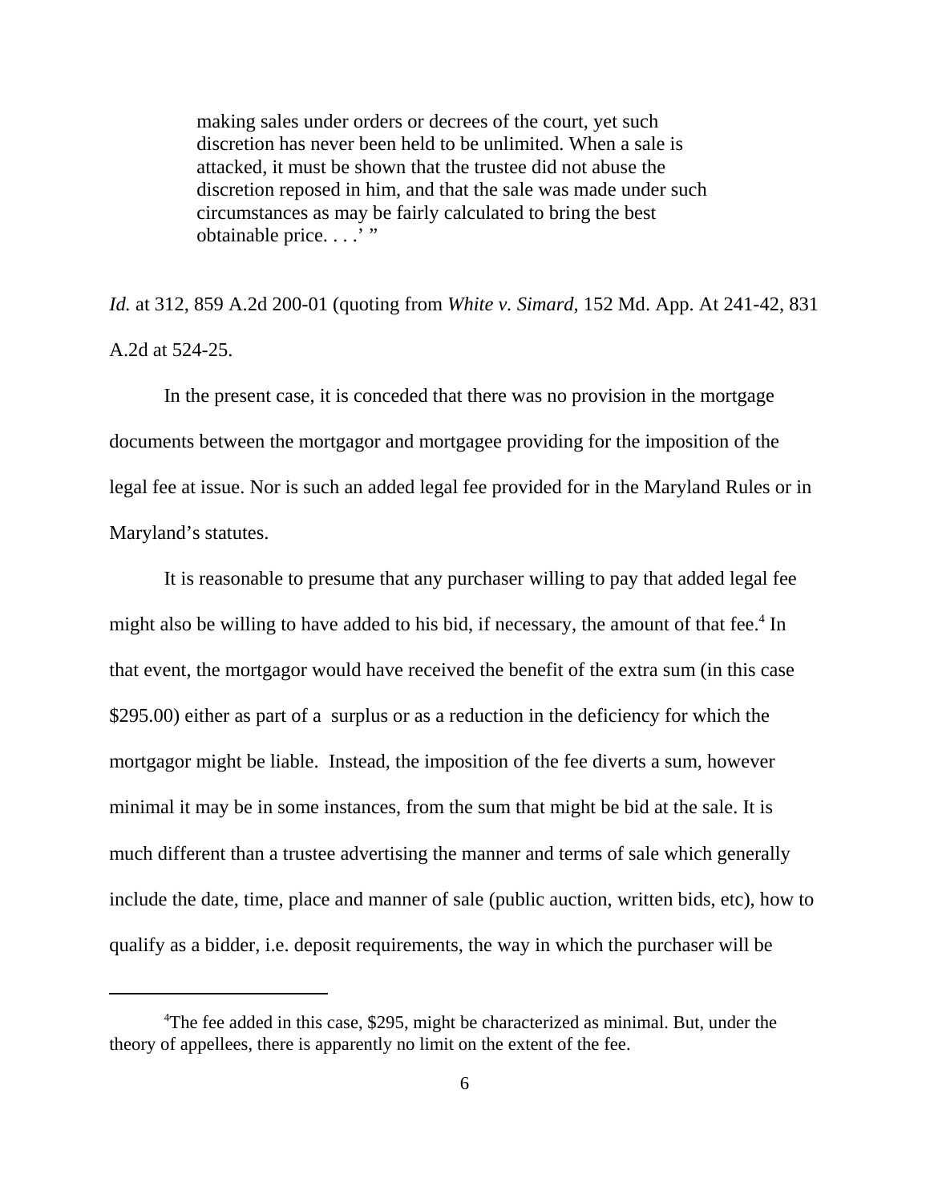> making sales under orders or decrees of the court, yet such discretion has never been held to be unlimited. When a sale is attacked, it must be shown that the trustee did not abuse the discretion reposed in him, and that the sale was made under such circumstances as may be fairly calculated to bring the best obtainable price. . . .' "

*Id.* at 312, 859 A.2d 200-01 (quoting from *White v. Simard*, 152 Md. App. At 241-42, 831 A.2d at 524-25.

In the present case, it is conceded that there was no provision in the mortgage documents between the mortgagor and mortgagee providing for the imposition of the legal fee at issue. Nor is such an added legal fee provided for in the Maryland Rules or in Maryland's statutes.

It is reasonable to presume that any purchaser willing to pay that added legal fee might also be willing to have added to his bid, if necessary, the amount of that fee.[4] In that event, the mortgagor would have received the benefit of the extra sum (in this case $295.00) either as part of a surplus or as a reduction in the deficiency for which the mortgagor might be liable. Instead, the imposition of the fee diverts a sum, however minimal it may be in some instances, from the sum that might be bid at the sale. It is much different than a trustee advertising the manner and terms of sale which generally include the date, time, place and manner of sale (public auction, written bids, etc), how to qualify as a bidder, i.e. deposit requirements, the way in which the purchaser will be

---

[4] The fee added in this case, $295, might be characterized as minimal. But, under the theory of appellees, there is apparently no limit on the extent of the fee.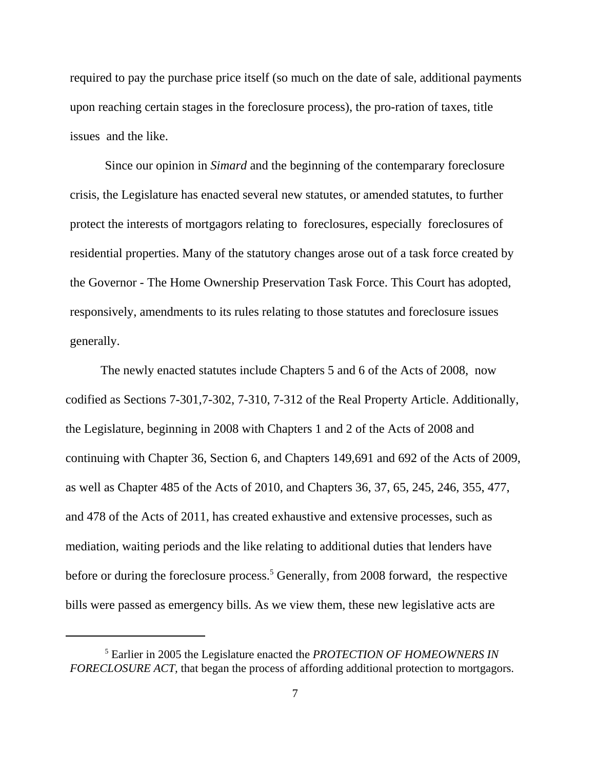required to pay the purchase price itself (so much on the date of sale, additional payments upon reaching certain stages in the foreclosure process), the pro-ration of taxes, title issues and the like.

Since our opinion in *Simard* and the beginning of the contemparary foreclosure crisis, the Legislature has enacted several new statutes, or amended statutes, to further protect the interests of mortgagors relating to foreclosures, especially foreclosures of residential properties. Many of the statutory changes arose out of a task force created by the Governor - The Home Ownership Preservation Task Force. This Court has adopted, responsively, amendments to its rules relating to those statutes and foreclosure issues generally.

The newly enacted statutes include Chapters 5 and 6 of the Acts of 2008, now codified as Sections 7-301,7-302, 7-310, 7-312 of the Real Property Article. Additionally, the Legislature, beginning in 2008 with Chapters 1 and 2 of the Acts of 2008 and continuing with Chapter 36, Section 6, and Chapters 149,691 and 692 of the Acts of 2009, as well as Chapter 485 of the Acts of 2010, and Chapters 36, 37, 65, 245, 246, 355, 477, and 478 of the Acts of 2011, has created exhaustive and extensive processes, such as mediation, waiting periods and the like relating to additional duties that lenders have before or during the foreclosure process.[5] Generally, from 2008 forward, the respective bills were passed as emergency bills. As we view them, these new legislative acts are

---

[5] Earlier in 2005 the Legislature enacted the *PROTECTION OF HOMEOWNERS IN FORECLOSURE ACT,* that began the process of affording additional protection to mortgagors.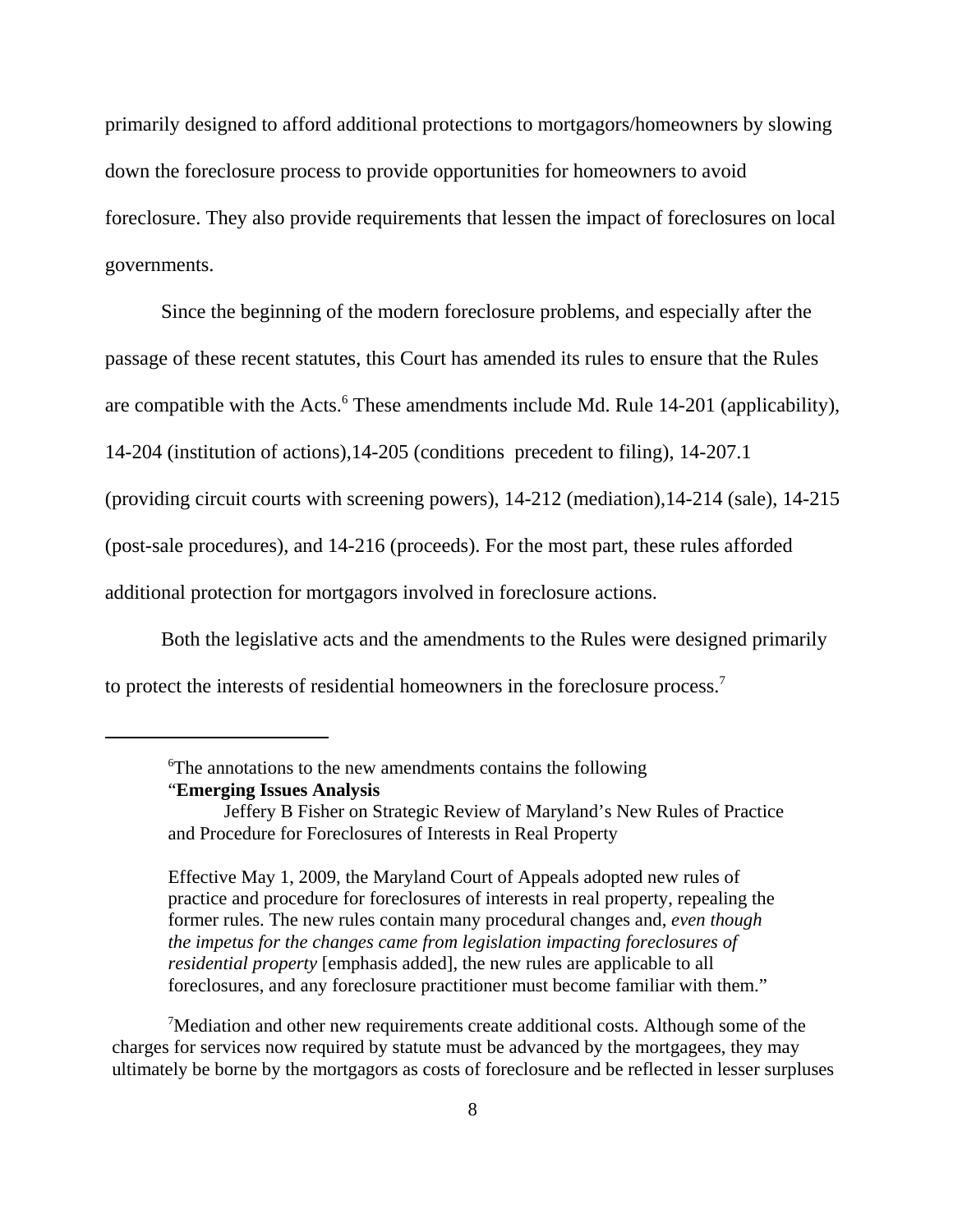primarily designed to afford additional protections to mortgagors/homeowners by slowing down the foreclosure process to provide opportunities for homeowners to avoid foreclosure. They also provide requirements that lessen the impact of foreclosures on local governments.

Since the beginning of the modern foreclosure problems, and especially after the passage of these recent statutes, this Court has amended its rules to ensure that the Rules are compatible with the Acts.[6] These amendments include Md. Rule 14-201 (applicability), 14-204 (institution of actions),14-205 (conditions precedent to filing), 14-207.1 (providing circuit courts with screening powers), 14-212 (mediation),14-214 (sale), 14-215 (post-sale procedures), and 14-216 (proceeds). For the most part, these rules afforded additional protection for mortgagors involved in foreclosure actions.

Both the legislative acts and the amendments to the Rules were designed primarily to protect the interests of residential homeowners in the foreclosure process.[7]

---

[6]The annotations to the new amendments contains the following
"**Emerging Issues Analysis**

> Jeffery B Fisher on Strategic Review of Maryland's New Rules of Practice and Procedure for Foreclosures of Interests in Real Property
>
> Effective May 1, 2009, the Maryland Court of Appeals adopted new rules of practice and procedure for foreclosures of interests in real property, repealing the former rules. The new rules contain many procedural changes and, *even though the impetus for the changes came from legislation impacting foreclosures of residential property* [emphasis added], the new rules are applicable to all foreclosures, and any foreclosure practitioner must become familiar with them."

[7]Mediation and other new requirements create additional costs. Although some of the charges for services now required by statute must be advanced by the mortgagees, they may ultimately be borne by the mortgagors as costs of foreclosure and be reflected in lesser surpluses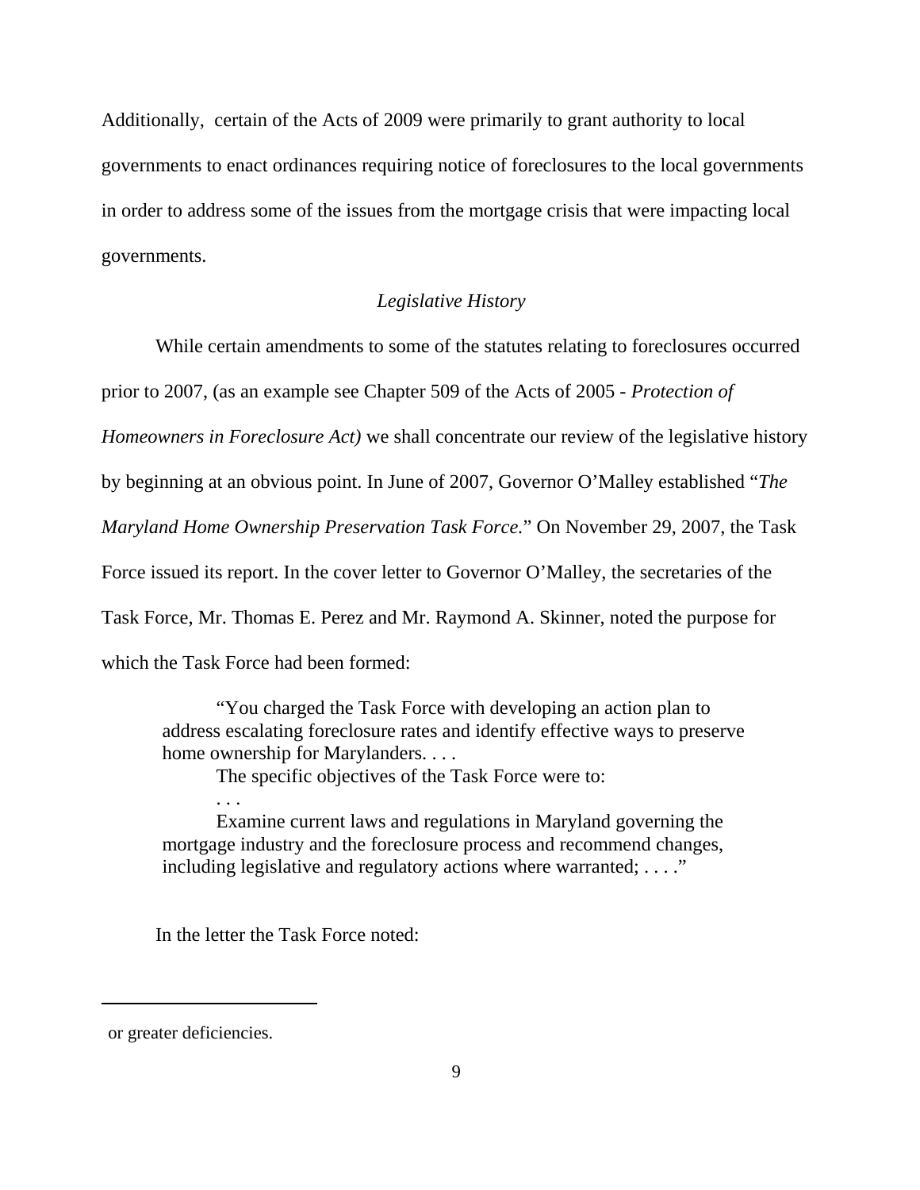Additionally, certain of the Acts of 2009 were primarily to grant authority to local governments to enact ordinances requiring notice of foreclosures to the local governments in order to address some of the issues from the mortgage crisis that were impacting local governments.

*Legislative History*

While certain amendments to some of the statutes relating to foreclosures occurred prior to 2007, (as an example see Chapter 509 of the Acts of 2005 - *Protection of Homeowners in Foreclosure Act)* we shall concentrate our review of the legislative history by beginning at an obvious point. In June of 2007, Governor O'Malley established "*The Maryland Home Ownership Preservation Task Force.*" On November 29, 2007, the Task Force issued its report. In the cover letter to Governor O'Malley, the secretaries of the Task Force, Mr. Thomas E. Perez and Mr. Raymond A. Skinner, noted the purpose for which the Task Force had been formed:

> "You charged the Task Force with developing an action plan to address escalating foreclosure rates and identify effective ways to preserve home ownership for Marylanders. . . .
>
> The specific objectives of the Task Force were to:
>
> . . .
>
> Examine current laws and regulations in Maryland governing the mortgage industry and the foreclosure process and recommend changes, including legislative and regulatory actions where warranted; . . . ."

In the letter the Task Force noted:

---

or greater deficiencies.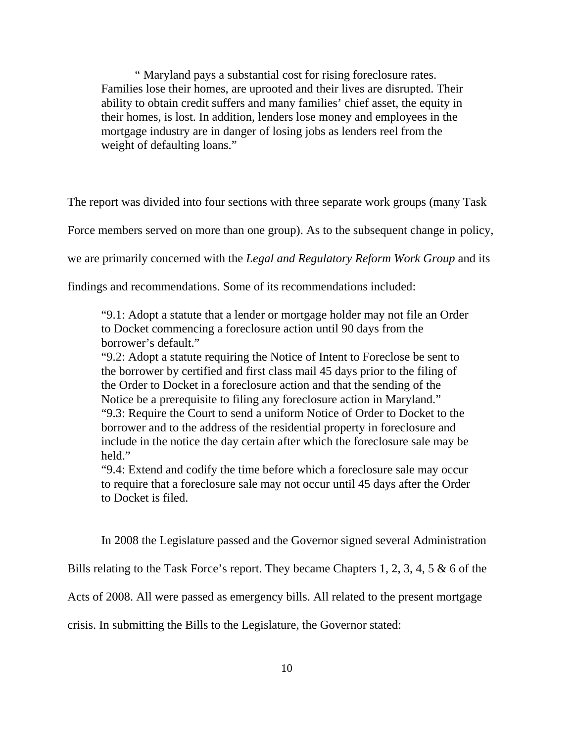> " Maryland pays a substantial cost for rising foreclosure rates. Families lose their homes, are uprooted and their lives are disrupted. Their ability to obtain credit suffers and many families' chief asset, the equity in their homes, is lost. In addition, lenders lose money and employees in the mortgage industry are in danger of losing jobs as lenders reel from the weight of defaulting loans."

The report was divided into four sections with three separate work groups (many Task Force members served on more than one group). As to the subsequent change in policy, we are primarily concerned with the *Legal and Regulatory Reform Work Group* and its findings and recommendations. Some of its recommendations included:

> "9.1: Adopt a statute that a lender or mortgage holder may not file an Order to Docket commencing a foreclosure action until 90 days from the borrower's default."
> "9.2: Adopt a statute requiring the Notice of Intent to Foreclose be sent to the borrower by certified and first class mail 45 days prior to the filing of the Order to Docket in a foreclosure action and that the sending of the Notice be a prerequisite to filing any foreclosure action in Maryland."
> "9.3: Require the Court to send a uniform Notice of Order to Docket to the borrower and to the address of the residential property in foreclosure and include in the notice the day certain after which the foreclosure sale may be held."
> "9.4: Extend and codify the time before which a foreclosure sale may occur to require that a foreclosure sale may not occur until 45 days after the Order to Docket is filed.

In 2008 the Legislature passed and the Governor signed several Administration Bills relating to the Task Force's report. They became Chapters 1, 2, 3, 4, 5 & 6 of the Acts of 2008. All were passed as emergency bills. All related to the present mortgage crisis. In submitting the Bills to the Legislature, the Governor stated: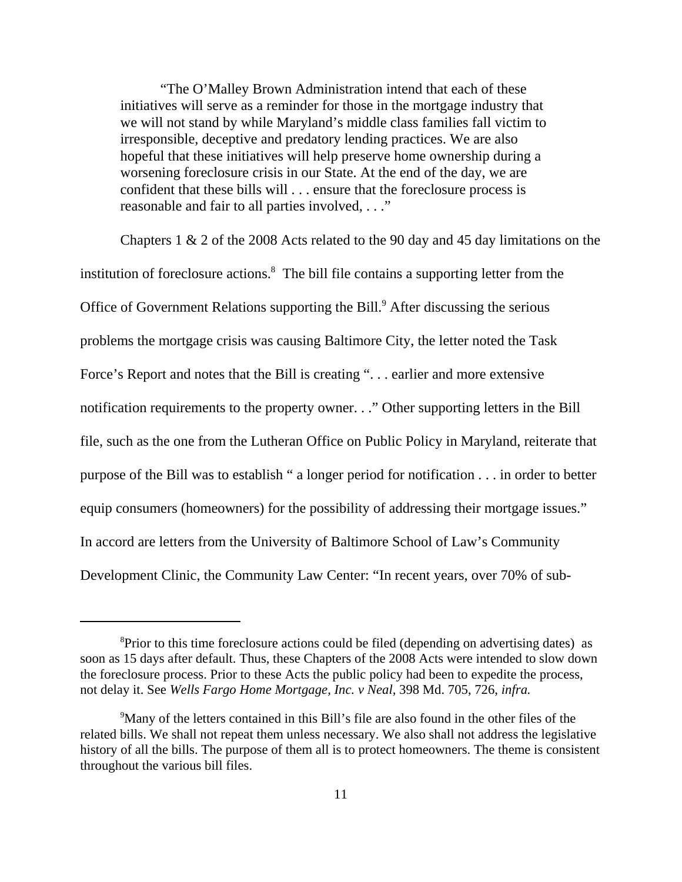> "The O'Malley Brown Administration intend that each of these initiatives will serve as a reminder for those in the mortgage industry that we will not stand by while Maryland's middle class families fall victim to irresponsible, deceptive and predatory lending practices. We are also hopeful that these initiatives will help preserve home ownership during a worsening foreclosure crisis in our State. At the end of the day, we are confident that these bills will . . . ensure that the foreclosure process is reasonable and fair to all parties involved, . . ."

Chapters 1 & 2 of the 2008 Acts related to the 90 day and 45 day limitations on the institution of foreclosure actions.[8] The bill file contains a supporting letter from the Office of Government Relations supporting the Bill.[9] After discussing the serious problems the mortgage crisis was causing Baltimore City, the letter noted the Task Force's Report and notes that the Bill is creating ". . . earlier and more extensive notification requirements to the property owner. . ." Other supporting letters in the Bill file, such as the one from the Lutheran Office on Public Policy in Maryland, reiterate that purpose of the Bill was to establish " a longer period for notification . . . in order to better equip consumers (homeowners) for the possibility of addressing their mortgage issues." In accord are letters from the University of Baltimore School of Law's Community Development Clinic, the Community Law Center: "In recent years, over 70% of sub-

---

[8] Prior to this time foreclosure actions could be filed (depending on advertising dates) as soon as 15 days after default. Thus, these Chapters of the 2008 Acts were intended to slow down the foreclosure process. Prior to these Acts the public policy had been to expedite the process, not delay it. See *Wells Fargo Home Mortgage, Inc. v Neal*, 398 Md. 705, 726, *infra.*

[9] Many of the letters contained in this Bill's file are also found in the other files of the related bills. We shall not repeat them unless necessary. We also shall not address the legislative history of all the bills. The purpose of them all is to protect homeowners. The theme is consistent throughout the various bill files.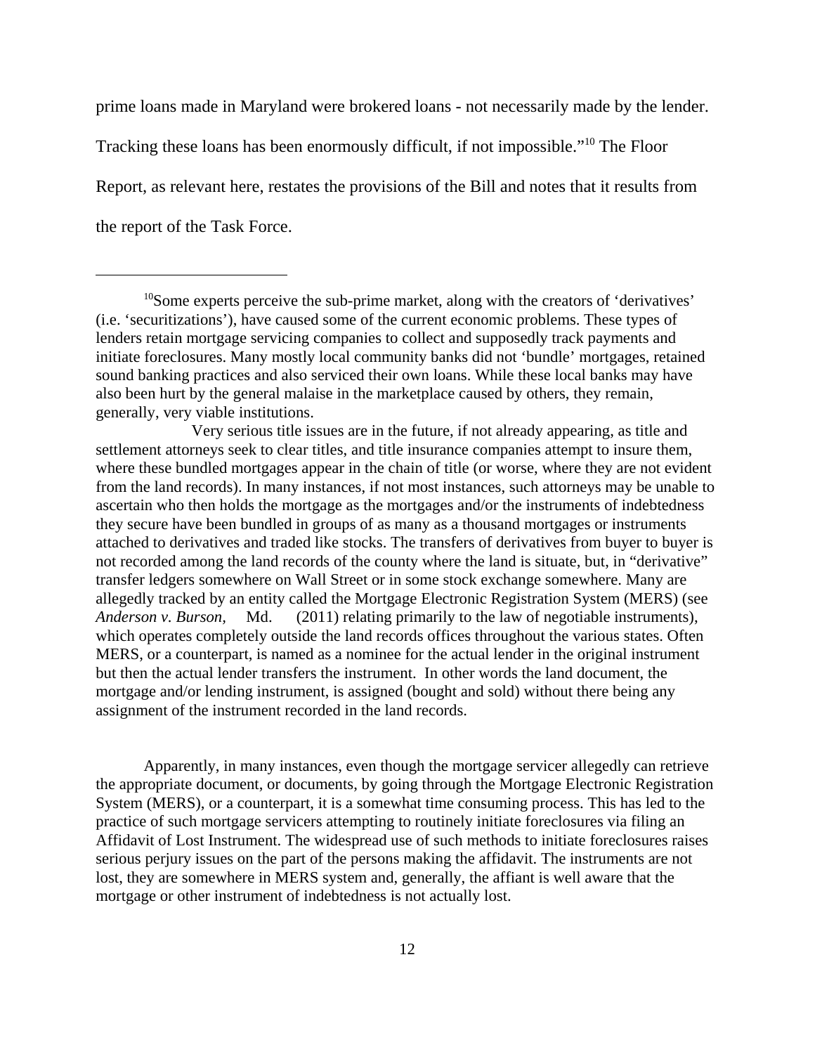prime loans made in Maryland were brokered loans - not necessarily made by the lender. Tracking these loans has been enormously difficult, if not impossible."[10] The Floor Report, as relevant here, restates the provisions of the Bill and notes that it results from the report of the Task Force.

---

[10]Some experts perceive the sub-prime market, along with the creators of 'derivatives' (i.e. 'securitizations'), have caused some of the current economic problems. These types of lenders retain mortgage servicing companies to collect and supposedly track payments and initiate foreclosures. Many mostly local community banks did not 'bundle' mortgages, retained sound banking practices and also serviced their own loans. While these local banks may have also been hurt by the general malaise in the marketplace caused by others, they remain, generally, very viable institutions.

Very serious title issues are in the future, if not already appearing, as title and settlement attorneys seek to clear titles, and title insurance companies attempt to insure them, where these bundled mortgages appear in the chain of title (or worse, where they are not evident from the land records). In many instances, if not most instances, such attorneys may be unable to ascertain who then holds the mortgage as the mortgages and/or the instruments of indebtedness they secure have been bundled in groups of as many as a thousand mortgages or instruments attached to derivatives and traded like stocks. The transfers of derivatives from buyer to buyer is not recorded among the land records of the county where the land is situate, but, in "derivative" transfer ledgers somewhere on Wall Street or in some stock exchange somewhere. Many are allegedly tracked by an entity called the Mortgage Electronic Registration System (MERS) (see *Anderson v. Burson*, Md. (2011) relating primarily to the law of negotiable instruments), which operates completely outside the land records offices throughout the various states. Often MERS, or a counterpart, is named as a nominee for the actual lender in the original instrument but then the actual lender transfers the instrument. In other words the land document, the mortgage and/or lending instrument, is assigned (bought and sold) without there being any assignment of the instrument recorded in the land records.

Apparently, in many instances, even though the mortgage servicer allegedly can retrieve the appropriate document, or documents, by going through the Mortgage Electronic Registration System (MERS), or a counterpart, it is a somewhat time consuming process. This has led to the practice of such mortgage servicers attempting to routinely initiate foreclosures via filing an Affidavit of Lost Instrument. The widespread use of such methods to initiate foreclosures raises serious perjury issues on the part of the persons making the affidavit. The instruments are not lost, they are somewhere in MERS system and, generally, the affiant is well aware that the mortgage or other instrument of indebtedness is not actually lost.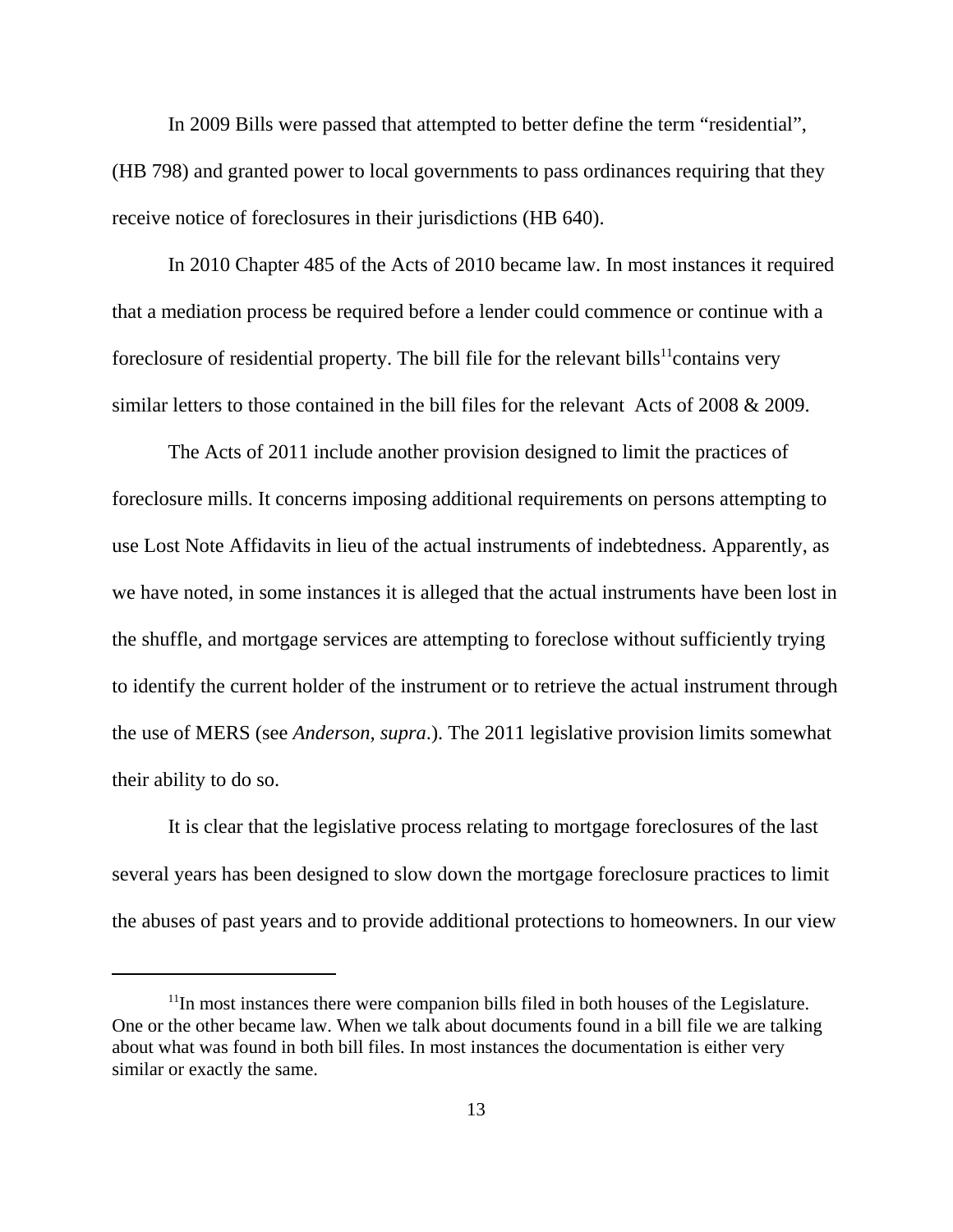In 2009 Bills were passed that attempted to better define the term "residential", (HB 798) and granted power to local governments to pass ordinances requiring that they receive notice of foreclosures in their jurisdictions (HB 640).

In 2010 Chapter 485 of the Acts of 2010 became law. In most instances it required that a mediation process be required before a lender could commence or continue with a foreclosure of residential property. The bill file for the relevant bills[11]contains very similar letters to those contained in the bill files for the relevant Acts of 2008 & 2009.

The Acts of 2011 include another provision designed to limit the practices of foreclosure mills. It concerns imposing additional requirements on persons attempting to use Lost Note Affidavits in lieu of the actual instruments of indebtedness. Apparently, as we have noted, in some instances it is alleged that the actual instruments have been lost in the shuffle, and mortgage services are attempting to foreclose without sufficiently trying to identify the current holder of the instrument or to retrieve the actual instrument through the use of MERS (see *Anderson, supra*.). The 2011 legislative provision limits somewhat their ability to do so.

It is clear that the legislative process relating to mortgage foreclosures of the last several years has been designed to slow down the mortgage foreclosure practices to limit the abuses of past years and to provide additional protections to homeowners. In our view

---

[11]In most instances there were companion bills filed in both houses of the Legislature. One or the other became law. When we talk about documents found in a bill file we are talking about what was found in both bill files. In most instances the documentation is either very similar or exactly the same.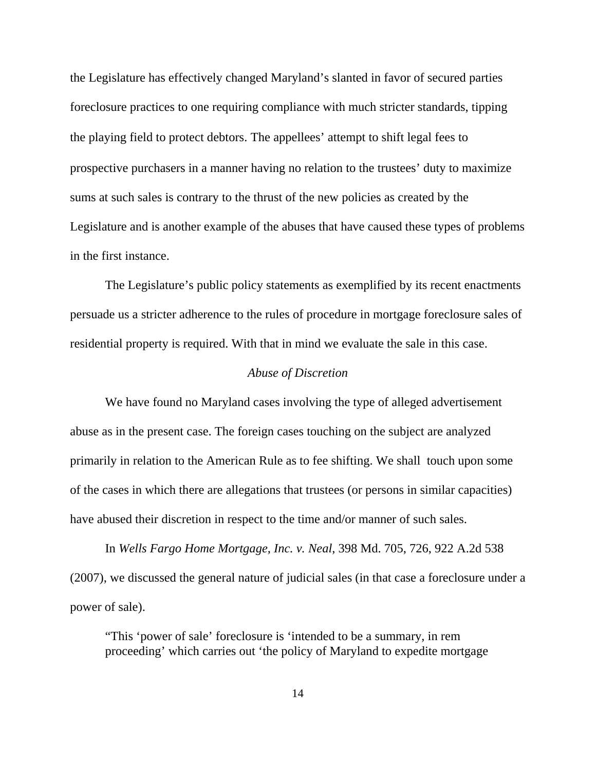the Legislature has effectively changed Maryland's slanted in favor of secured parties foreclosure practices to one requiring compliance with much stricter standards, tipping the playing field to protect debtors. The appellees' attempt to shift legal fees to prospective purchasers in a manner having no relation to the trustees' duty to maximize sums at such sales is contrary to the thrust of the new policies as created by the Legislature and is another example of the abuses that have caused these types of problems in the first instance.

The Legislature's public policy statements as exemplified by its recent enactments persuade us a stricter adherence to the rules of procedure in mortgage foreclosure sales of residential property is required. With that in mind we evaluate the sale in this case.

*Abuse of Discretion*

We have found no Maryland cases involving the type of alleged advertisement abuse as in the present case. The foreign cases touching on the subject are analyzed primarily in relation to the American Rule as to fee shifting. We shall touch upon some of the cases in which there are allegations that trustees (or persons in similar capacities) have abused their discretion in respect to the time and/or manner of such sales.

In *Wells Fargo Home Mortgage, Inc. v. Neal*, 398 Md. 705, 726, 922 A.2d 538 (2007), we discussed the general nature of judicial sales (in that case a foreclosure under a power of sale).

> "This 'power of sale' foreclosure is 'intended to be a summary, in rem proceeding' which carries out 'the policy of Maryland to expedite mortgage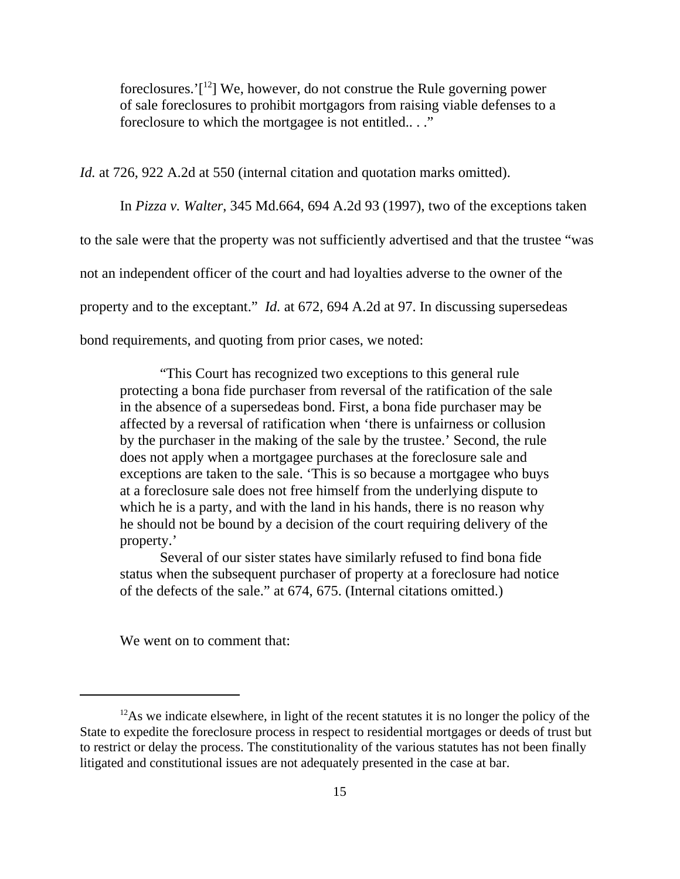> foreclosures.'[12] We, however, do not construe the Rule governing power of sale foreclosures to prohibit mortgagors from raising viable defenses to a foreclosure to which the mortgagee is not entitled.. . ."

*Id.* at 726, 922 A.2d at 550 (internal citation and quotation marks omitted).

In *Pizza v. Walter*, 345 Md.664, 694 A.2d 93 (1997), two of the exceptions taken to the sale were that the property was not sufficiently advertised and that the trustee "was not an independent officer of the court and had loyalties adverse to the owner of the property and to the exceptant." *Id.* at 672, 694 A.2d at 97. In discussing supersedeas bond requirements, and quoting from prior cases, we noted:

> "This Court has recognized two exceptions to this general rule protecting a bona fide purchaser from reversal of the ratification of the sale in the absence of a supersedeas bond. First, a bona fide purchaser may be affected by a reversal of ratification when 'there is unfairness or collusion by the purchaser in the making of the sale by the trustee.' Second, the rule does not apply when a mortgagee purchases at the foreclosure sale and exceptions are taken to the sale. 'This is so because a mortgagee who buys at a foreclosure sale does not free himself from the underlying dispute to which he is a party, and with the land in his hands, there is no reason why he should not be bound by a decision of the court requiring delivery of the property.'
>
> Several of our sister states have similarly refused to find bona fide status when the subsequent purchaser of property at a foreclosure had notice of the defects of the sale." at 674, 675. (Internal citations omitted.)

We went on to comment that:

---

[12]As we indicate elsewhere, in light of the recent statutes it is no longer the policy of the State to expedite the foreclosure process in respect to residential mortgages or deeds of trust but to restrict or delay the process. The constitutionality of the various statutes has not been finally litigated and constitutional issues are not adequately presented in the case at bar.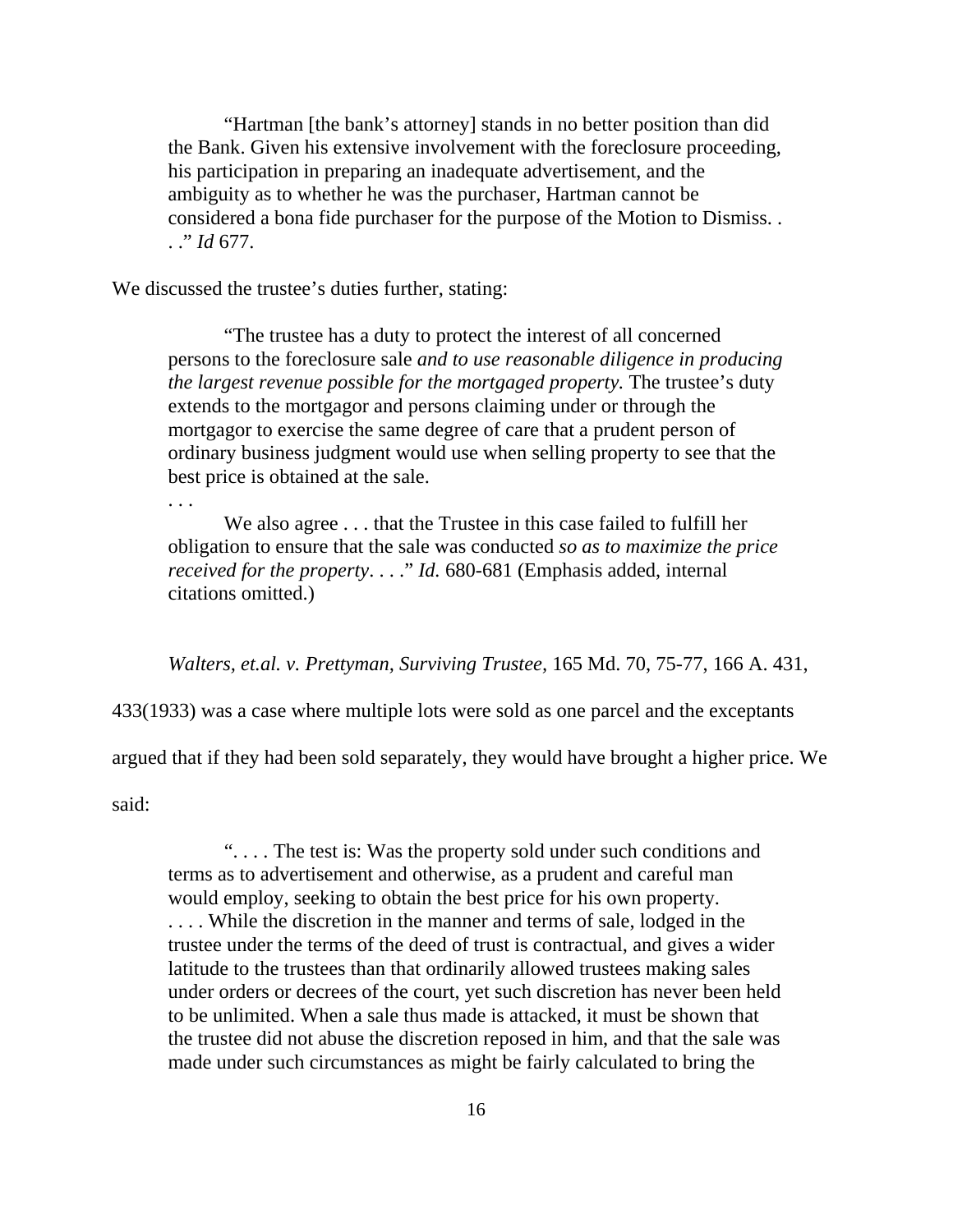> "Hartman [the bank's attorney] stands in no better position than did the Bank. Given his extensive involvement with the foreclosure proceeding, his participation in preparing an inadequate advertisement, and the ambiguity as to whether he was the purchaser, Hartman cannot be considered a bona fide purchaser for the purpose of the Motion to Dismiss. . . ." *Id* 677.

We discussed the trustee's duties further, stating:

> "The trustee has a duty to protect the interest of all concerned persons to the foreclosure sale *and to use reasonable diligence in producing the largest revenue possible for the mortgaged property.* The trustee's duty extends to the mortgagor and persons claiming under or through the mortgagor to exercise the same degree of care that a prudent person of ordinary business judgment would use when selling property to see that the best price is obtained at the sale.
>
> . . .
>
> We also agree . . . that the Trustee in this case failed to fulfill her obligation to ensure that the sale was conducted *so as to maximize the price received for the property*. . . ." *Id.* 680-681 (Emphasis added, internal citations omitted.)

*Walters, et.al. v. Prettyman, Surviving Trustee,* 165 Md. 70, 75-77, 166 A. 431, 433(1933) was a case where multiple lots were sold as one parcel and the exceptants argued that if they had been sold separately, they would have brought a higher price. We said:

> ". . . . The test is: Was the property sold under such conditions and terms as to advertisement and otherwise, as a prudent and careful man would employ, seeking to obtain the best price for his own property. . . . . While the discretion in the manner and terms of sale, lodged in the trustee under the terms of the deed of trust is contractual, and gives a wider latitude to the trustees than that ordinarily allowed trustees making sales under orders or decrees of the court, yet such discretion has never been held to be unlimited. When a sale thus made is attacked, it must be shown that the trustee did not abuse the discretion reposed in him, and that the sale was made under such circumstances as might be fairly calculated to bring the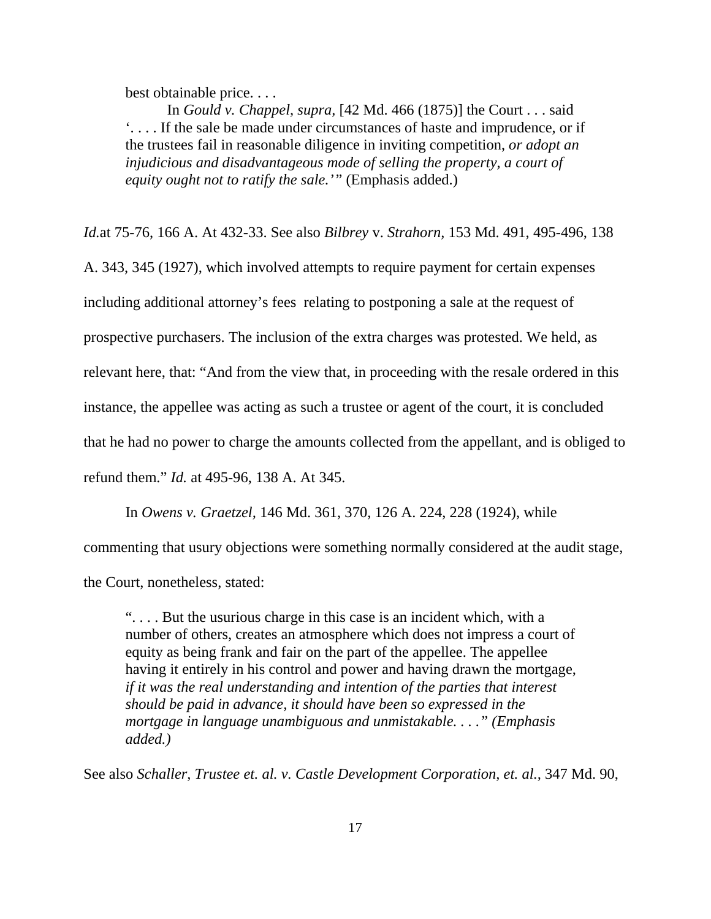> best obtainable price. . . .
>
> In *Gould v. Chappel, supra,* [42 Md. 466 (1875)] the Court . . . said '. . . . If the sale be made under circumstances of haste and imprudence, or if the trustees fail in reasonable diligence in inviting competition, *or adopt an injudicious and disadvantageous mode of selling the property, a court of equity ought not to ratify the sale.'"* (Emphasis added.)

*Id.*at 75-76, 166 A. At 432-33. See also *Bilbrey* v. *Strahorn*, 153 Md. 491, 495-496, 138 A. 343, 345 (1927), which involved attempts to require payment for certain expenses including additional attorney's fees relating to postponing a sale at the request of prospective purchasers. The inclusion of the extra charges was protested. We held, as relevant here, that: "And from the view that, in proceeding with the resale ordered in this instance, the appellee was acting as such a trustee or agent of the court, it is concluded that he had no power to charge the amounts collected from the appellant, and is obliged to refund them." *Id.* at 495-96, 138 A. At 345.

In *Owens v. Graetzel,* 146 Md. 361, 370, 126 A. 224, 228 (1924), while commenting that usury objections were something normally considered at the audit stage, the Court, nonetheless, stated:

> ". . . . But the usurious charge in this case is an incident which, with a number of others, creates an atmosphere which does not impress a court of equity as being frank and fair on the part of the appellee. The appellee having it entirely in his control and power and having drawn the mortgage, *if it was the real understanding and intention of the parties that interest should be paid in advance, it should have been so expressed in the mortgage in language unambiguous and unmistakable. . . ." (Emphasis added.)*

See also *Schaller, Trustee et. al. v. Castle Development Corporation, et. al.,* 347 Md. 90,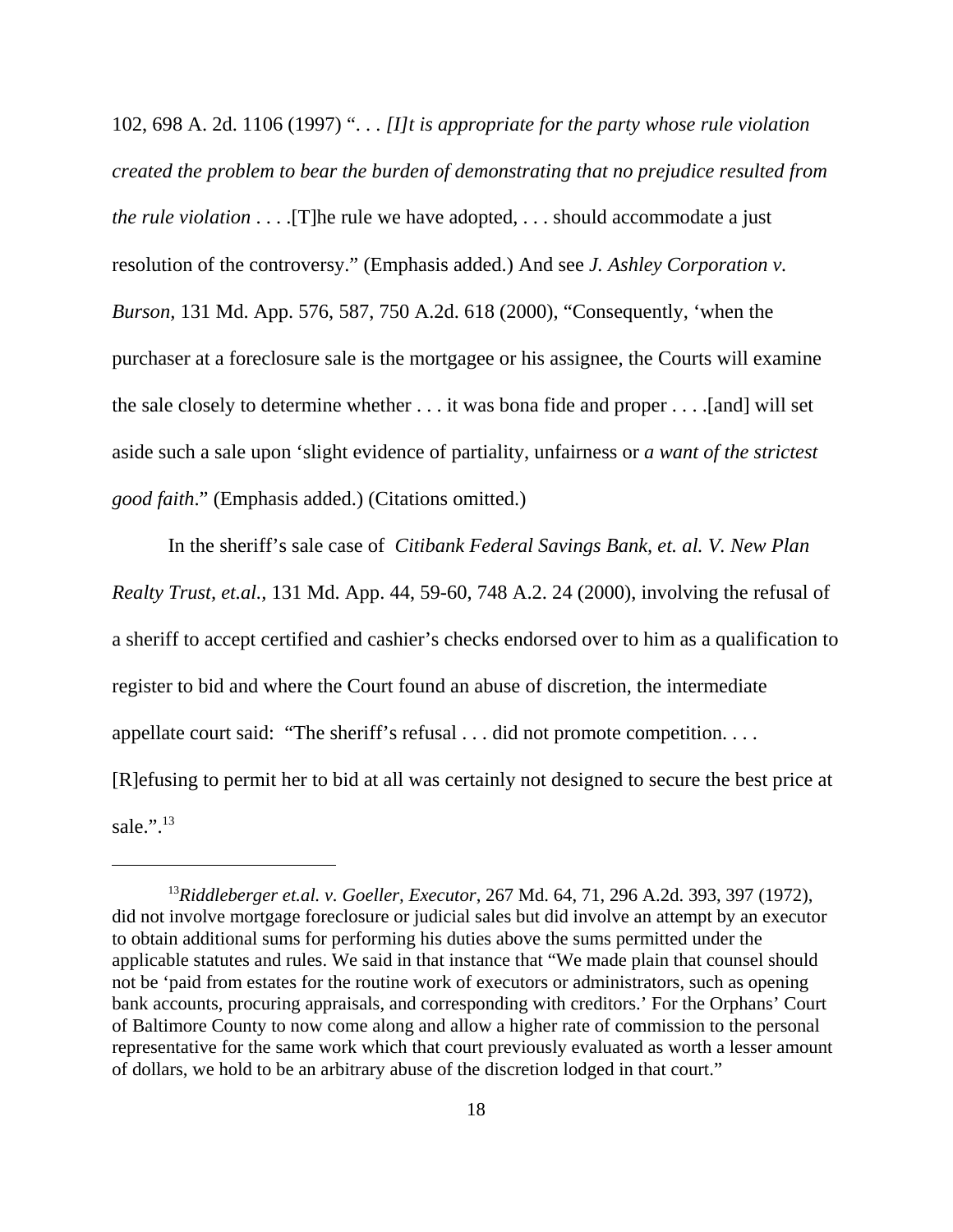102, 698 A. 2d. 1106 (1997) ". . . *[I]t is appropriate for the party whose rule violation created the problem to bear the burden of demonstrating that no prejudice resulted from the rule violation* . . . .[T]he rule we have adopted, . . . should accommodate a just resolution of the controversy." (Emphasis added.) And see *J. Ashley Corporation v. Burson*, 131 Md. App. 576, 587, 750 A.2d. 618 (2000), "Consequently, 'when the purchaser at a foreclosure sale is the mortgagee or his assignee, the Courts will examine the sale closely to determine whether . . . it was bona fide and proper . . . .[and] will set aside such a sale upon 'slight evidence of partiality, unfairness or *a want of the strictest good faith*." (Emphasis added.) (Citations omitted.)

In the sheriff's sale case of *Citibank Federal Savings Bank, et. al. V. New Plan Realty Trust, et.al.*, 131 Md. App. 44, 59-60, 748 A.2. 24 (2000), involving the refusal of a sheriff to accept certified and cashier's checks endorsed over to him as a qualification to register to bid and where the Court found an abuse of discretion, the intermediate appellate court said: "The sheriff's refusal . . . did not promote competition. . . . [R]efusing to permit her to bid at all was certainly not designed to secure the best price at sale.".[13]

---

[13]*Riddleberger et.al. v. Goeller, Executor*, 267 Md. 64, 71, 296 A.2d. 393, 397 (1972), did not involve mortgage foreclosure or judicial sales but did involve an attempt by an executor to obtain additional sums for performing his duties above the sums permitted under the applicable statutes and rules. We said in that instance that "We made plain that counsel should not be 'paid from estates for the routine work of executors or administrators, such as opening bank accounts, procuring appraisals, and corresponding with creditors.' For the Orphans' Court of Baltimore County to now come along and allow a higher rate of commission to the personal representative for the same work which that court previously evaluated as worth a lesser amount of dollars, we hold to be an arbitrary abuse of the discretion lodged in that court."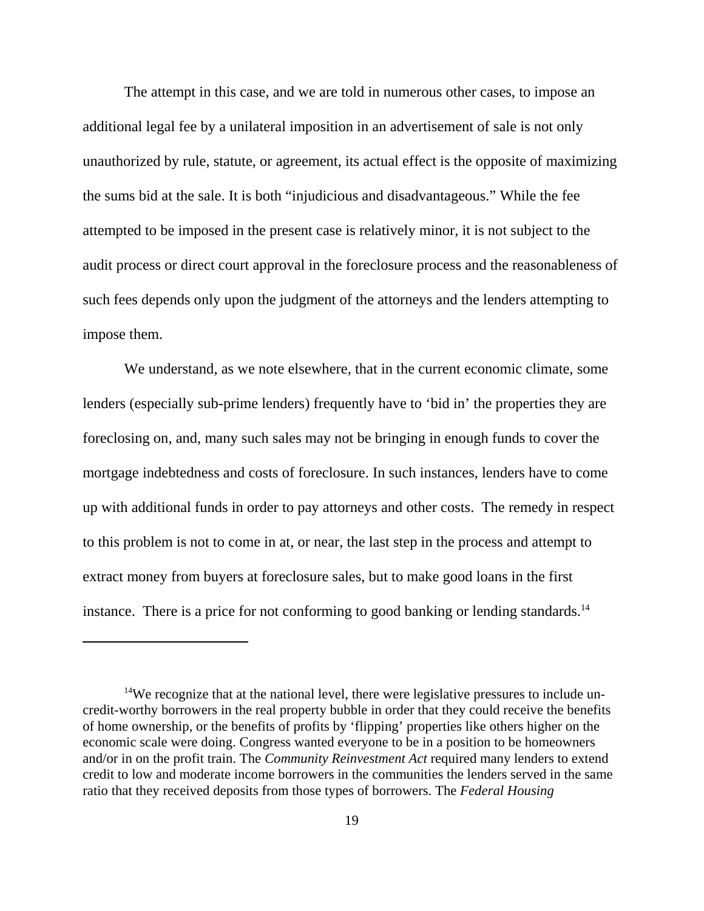The attempt in this case, and we are told in numerous other cases, to impose an additional legal fee by a unilateral imposition in an advertisement of sale is not only unauthorized by rule, statute, or agreement, its actual effect is the opposite of maximizing the sums bid at the sale. It is both "injudicious and disadvantageous." While the fee attempted to be imposed in the present case is relatively minor, it is not subject to the audit process or direct court approval in the foreclosure process and the reasonableness of such fees depends only upon the judgment of the attorneys and the lenders attempting to impose them.

We understand, as we note elsewhere, that in the current economic climate, some lenders (especially sub-prime lenders) frequently have to 'bid in' the properties they are foreclosing on, and, many such sales may not be bringing in enough funds to cover the mortgage indebtedness and costs of foreclosure. In such instances, lenders have to come up with additional funds in order to pay attorneys and other costs. The remedy in respect to this problem is not to come in at, or near, the last step in the process and attempt to extract money from buyers at foreclosure sales, but to make good loans in the first instance. There is a price for not conforming to good banking or lending standards.[14]

---

[14]We recognize that at the national level, there were legislative pressures to include un-credit-worthy borrowers in the real property bubble in order that they could receive the benefits of home ownership, or the benefits of profits by 'flipping' properties like others higher on the economic scale were doing. Congress wanted everyone to be in a position to be homeowners and/or in on the profit train. The *Community Reinvestment Act* required many lenders to extend credit to low and moderate income borrowers in the communities the lenders served in the same ratio that they received deposits from those types of borrowers. The *Federal Housing*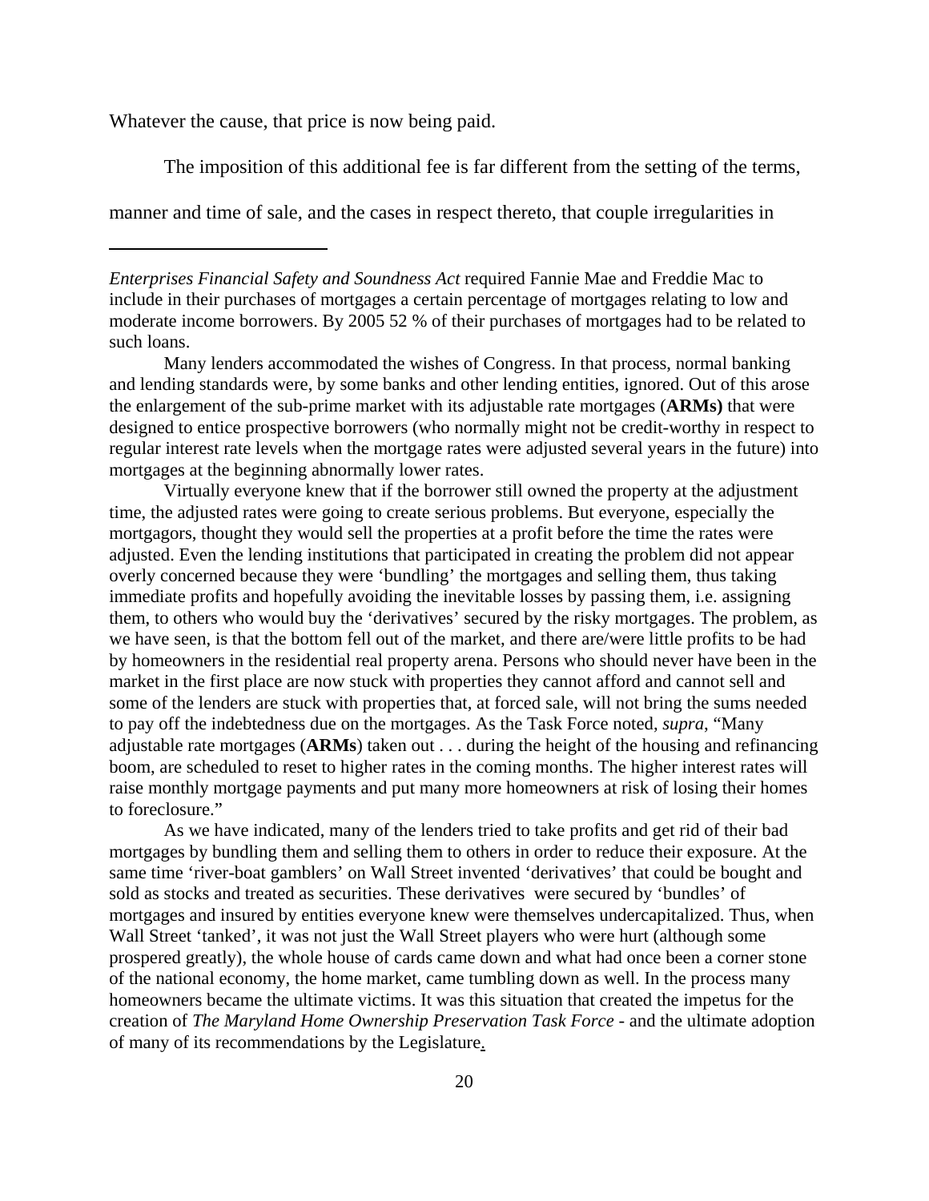Whatever the cause, that price is now being paid.

The imposition of this additional fee is far different from the setting of the terms, manner and time of sale, and the cases in respect thereto, that couple irregularities in

---

*Enterprises Financial Safety and Soundness Act* required Fannie Mae and Freddie Mac to include in their purchases of mortgages a certain percentage of mortgages relating to low and moderate income borrowers. By 2005 52 % of their purchases of mortgages had to be related to such loans.

Many lenders accommodated the wishes of Congress. In that process, normal banking and lending standards were, by some banks and other lending entities, ignored. Out of this arose the enlargement of the sub-prime market with its adjustable rate mortgages (**ARMs)** that were designed to entice prospective borrowers (who normally might not be credit-worthy in respect to regular interest rate levels when the mortgage rates were adjusted several years in the future) into mortgages at the beginning abnormally lower rates.

Virtually everyone knew that if the borrower still owned the property at the adjustment time, the adjusted rates were going to create serious problems. But everyone, especially the mortgagors, thought they would sell the properties at a profit before the time the rates were adjusted. Even the lending institutions that participated in creating the problem did not appear overly concerned because they were 'bundling' the mortgages and selling them, thus taking immediate profits and hopefully avoiding the inevitable losses by passing them, i.e. assigning them, to others who would buy the 'derivatives' secured by the risky mortgages. The problem, as we have seen, is that the bottom fell out of the market, and there are/were little profits to be had by homeowners in the residential real property arena. Persons who should never have been in the market in the first place are now stuck with properties they cannot afford and cannot sell and some of the lenders are stuck with properties that, at forced sale, will not bring the sums needed to pay off the indebtedness due on the mortgages. As the Task Force noted, *supra*, "Many adjustable rate mortgages (**ARMs**) taken out . . . during the height of the housing and refinancing boom, are scheduled to reset to higher rates in the coming months. The higher interest rates will raise monthly mortgage payments and put many more homeowners at risk of losing their homes to foreclosure."

As we have indicated, many of the lenders tried to take profits and get rid of their bad mortgages by bundling them and selling them to others in order to reduce their exposure. At the same time 'river-boat gamblers' on Wall Street invented 'derivatives' that could be bought and sold as stocks and treated as securities. These derivatives were secured by 'bundles' of mortgages and insured by entities everyone knew were themselves undercapitalized. Thus, when Wall Street 'tanked', it was not just the Wall Street players who were hurt (although some prospered greatly), the whole house of cards came down and what had once been a corner stone of the national economy, the home market, came tumbling down as well. In the process many homeowners became the ultimate victims. It was this situation that created the impetus for the creation of *The Maryland Home Ownership Preservation Task Force* - and the ultimate adoption of many of its recommendations by the Legislature.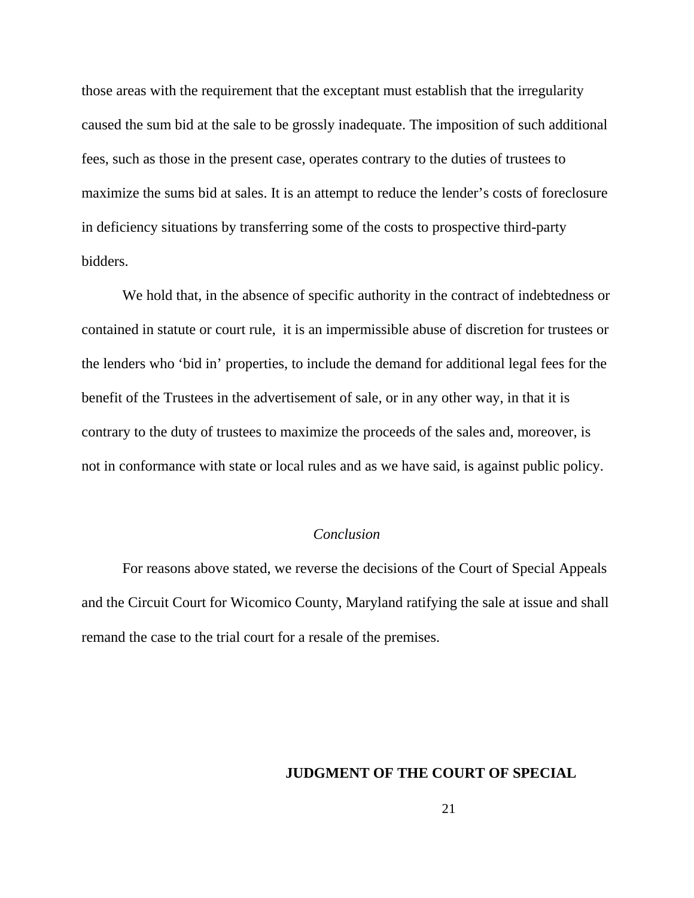those areas with the requirement that the exceptant must establish that the irregularity caused the sum bid at the sale to be grossly inadequate. The imposition of such additional fees, such as those in the present case, operates contrary to the duties of trustees to maximize the sums bid at sales. It is an attempt to reduce the lender's costs of foreclosure in deficiency situations by transferring some of the costs to prospective third-party bidders.

We hold that, in the absence of specific authority in the contract of indebtedness or contained in statute or court rule, it is an impermissible abuse of discretion for trustees or the lenders who 'bid in' properties, to include the demand for additional legal fees for the benefit of the Trustees in the advertisement of sale, or in any other way, in that it is contrary to the duty of trustees to maximize the proceeds of the sales and, moreover, is not in conformance with state or local rules and as we have said, is against public policy.

*Conclusion*

For reasons above stated, we reverse the decisions of the Court of Special Appeals and the Circuit Court for Wicomico County, Maryland ratifying the sale at issue and shall remand the case to the trial court for a resale of the premises.

**JUDGMENT OF THE COURT OF SPECIAL**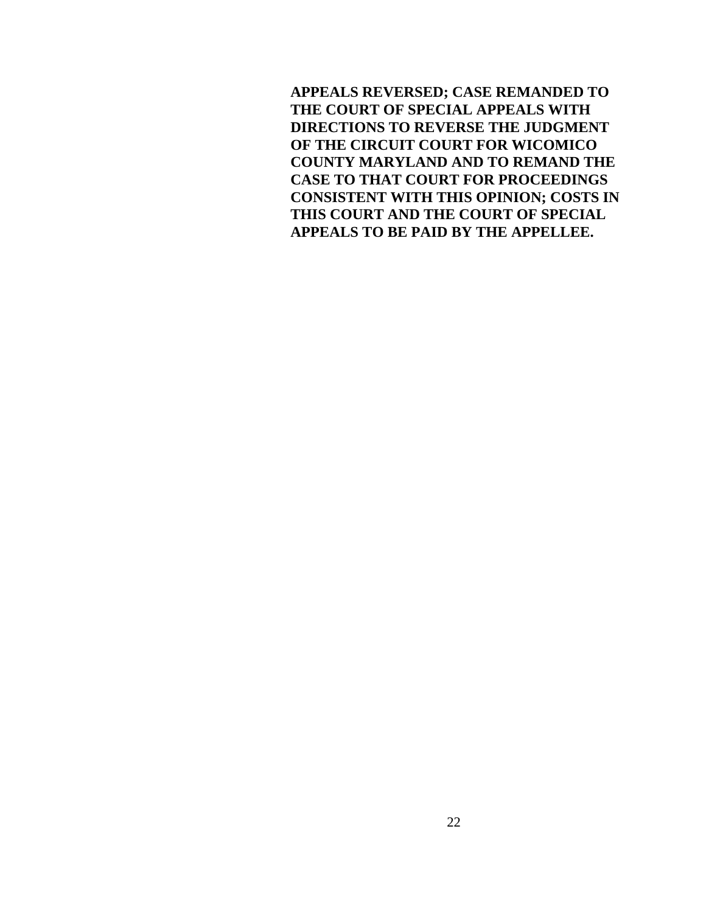**APPEALS REVERSED; CASE REMANDED TO THE COURT OF SPECIAL APPEALS WITH DIRECTIONS TO REVERSE THE JUDGMENT OF THE CIRCUIT COURT FOR WICOMICO COUNTY MARYLAND AND TO REMAND THE CASE TO THAT COURT FOR PROCEEDINGS CONSISTENT WITH THIS OPINION; COSTS IN THIS COURT AND THE COURT OF SPECIAL APPEALS TO BE PAID BY THE APPELLEE.**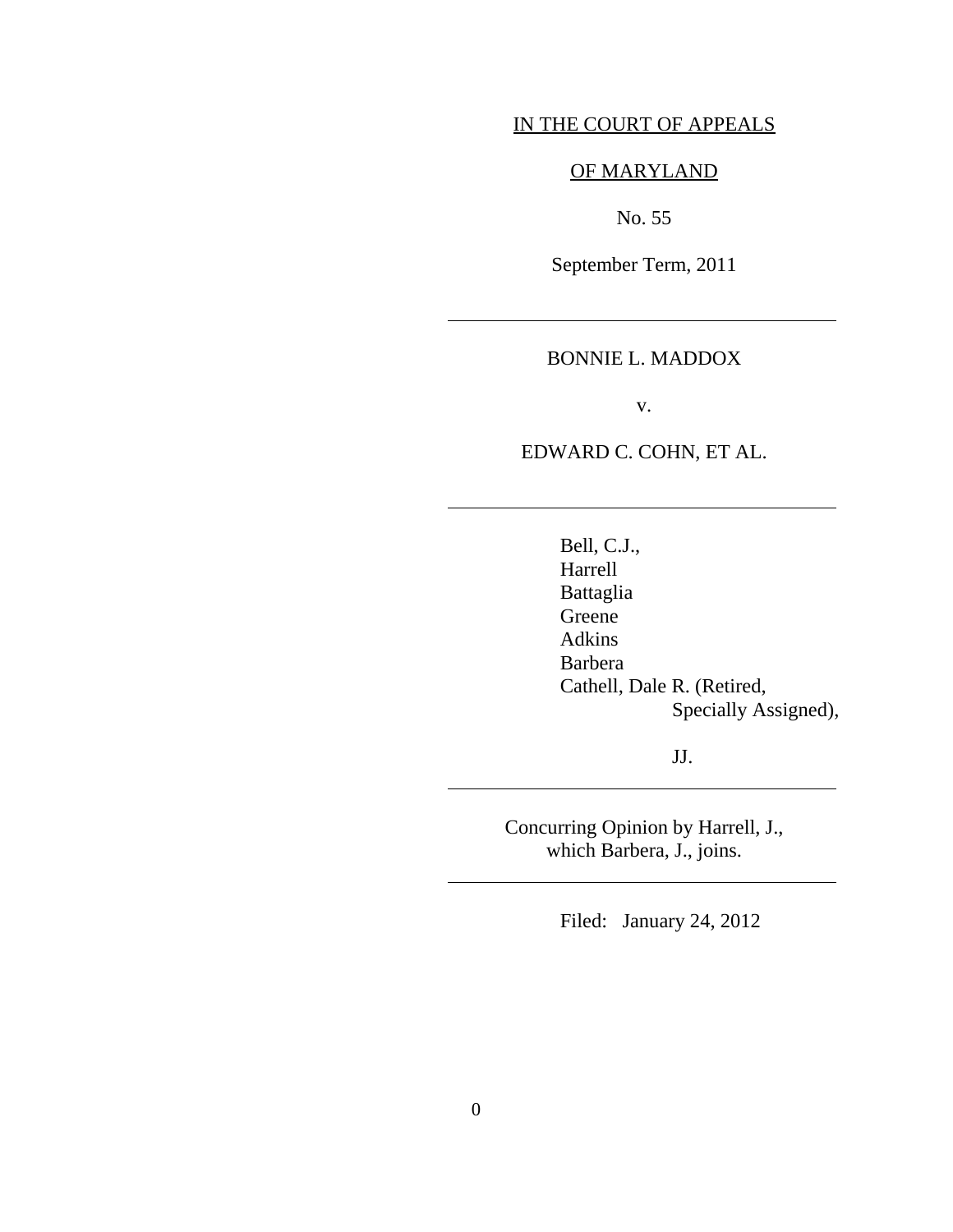IN THE COURT OF APPEALS

OF MARYLAND

No. 55

September Term, 2011

---

BONNIE L. MADDOX

v.

EDWARD C. COHN, ET AL.

---

Bell, C.J.,
Harrell
Battaglia
Greene
Adkins
Barbera
Cathell, Dale R. (Retired, Specially Assigned),

JJ.

---

Concurring Opinion by Harrell, J., which Barbera, J., joins.

---

Filed: January 24, 2012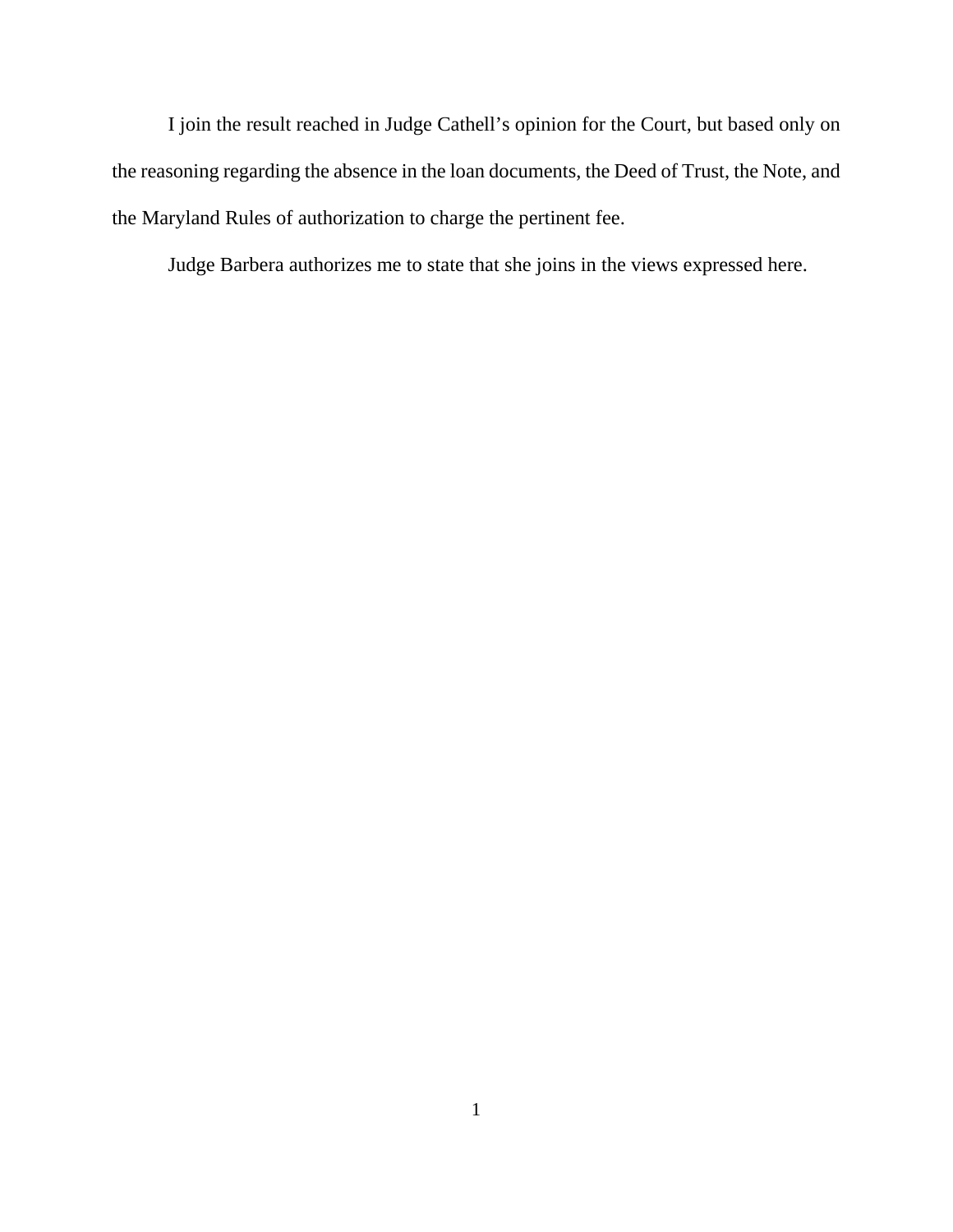I join the result reached in Judge Cathell's opinion for the Court, but based only on the reasoning regarding the absence in the loan documents, the Deed of Trust, the Note, and the Maryland Rules of authorization to charge the pertinent fee.

Judge Barbera authorizes me to state that she joins in the views expressed here.